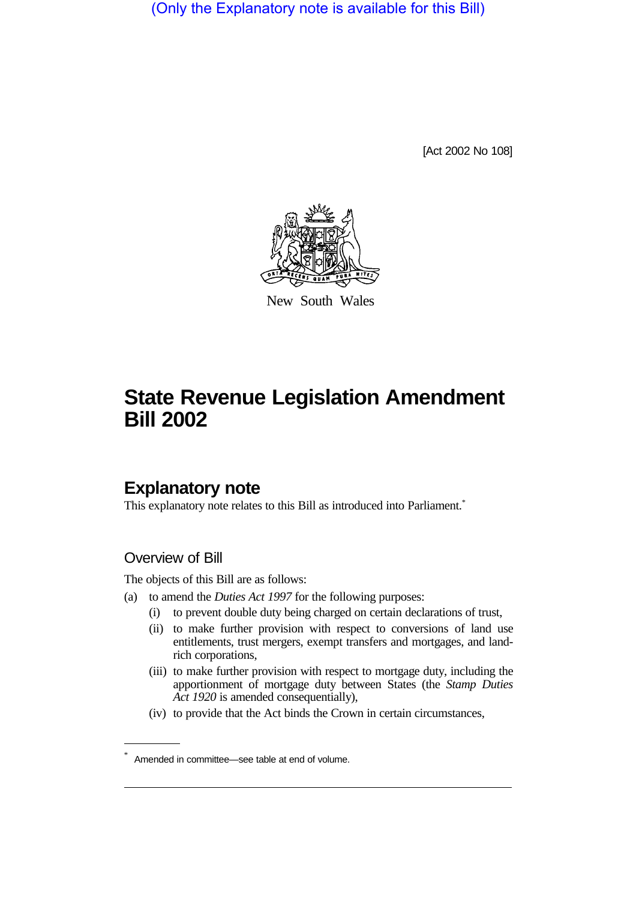(Only the Explanatory note is available for this Bill)

[Act 2002 No 108]

New South Wales

# State Revenue Legislation Amendment Bill 2002

## Explanatory note

This explanatory note relates to this Bill as introduced into Parliament.*

### Overview of Bill

The objects of this Bill are as follows:

(a) to amend the *Duties Act 1997* for the following purposes:

   (i) to prevent double duty being charged on certain declarations of trust,

   (ii) to make further provision with respect to conversions of land use entitlements, trust mergers, exempt transfers and mortgages, and land-rich corporations,

   (iii) to make further provision with respect to mortgage duty, including the apportionment of mortgage duty between States (the *Stamp Duties Act 1920* is amended consequentially),

   (iv) to provide that the Act binds the Crown in certain circumstances,

---

* Amended in committee—see table at end of volume.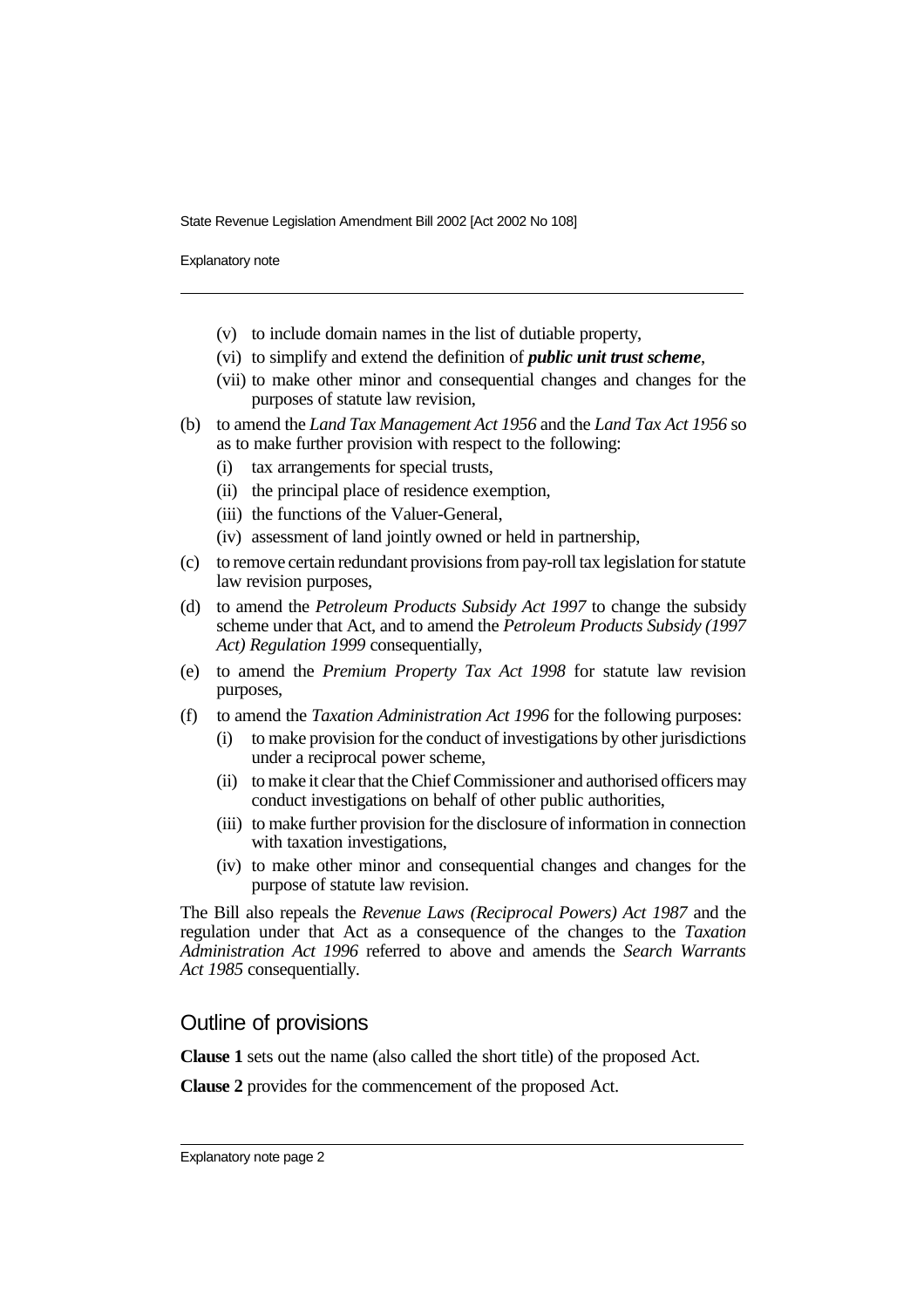- (v) to include domain names in the list of dutiable property,
- (vi) to simplify and extend the definition of ***public unit trust scheme***,
- (vii) to make other minor and consequential changes and changes for the purposes of statute law revision,

(b) to amend the *Land Tax Management Act 1956* and the *Land Tax Act 1956* so as to make further provision with respect to the following:

- (i) tax arrangements for special trusts,
- (ii) the principal place of residence exemption,
- (iii) the functions of the Valuer-General,
- (iv) assessment of land jointly owned or held in partnership,

(c) to remove certain redundant provisions from pay-roll tax legislation for statute law revision purposes,

(d) to amend the *Petroleum Products Subsidy Act 1997* to change the subsidy scheme under that Act, and to amend the *Petroleum Products Subsidy (1997 Act) Regulation 1999* consequentially,

(e) to amend the *Premium Property Tax Act 1998* for statute law revision purposes,

(f) to amend the *Taxation Administration Act 1996* for the following purposes:

- (i) to make provision for the conduct of investigations by other jurisdictions under a reciprocal power scheme,
- (ii) to make it clear that the Chief Commissioner and authorised officers may conduct investigations on behalf of other public authorities,
- (iii) to make further provision for the disclosure of information in connection with taxation investigations,
- (iv) to make other minor and consequential changes and changes for the purpose of statute law revision.

The Bill also repeals the *Revenue Laws (Reciprocal Powers) Act 1987* and the regulation under that Act as a consequence of the changes to the *Taxation Administration Act 1996* referred to above and amends the *Search Warrants Act 1985* consequentially.

## Outline of provisions

**Clause 1** sets out the name (also called the short title) of the proposed Act.

**Clause 2** provides for the commencement of the proposed Act.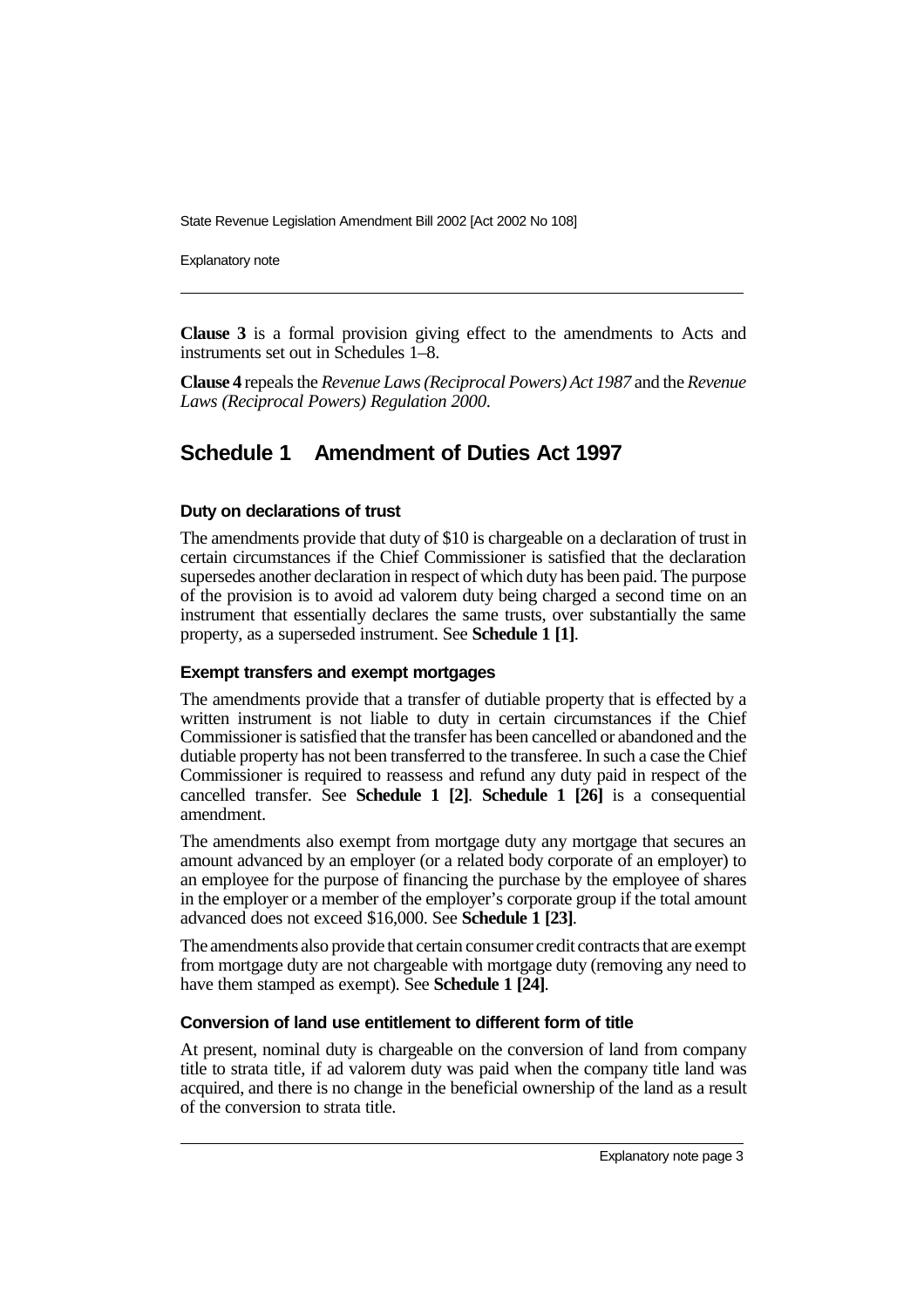**Clause 3** is a formal provision giving effect to the amendments to Acts and instruments set out in Schedules 1–8.

**Clause 4** repeals the *Revenue Laws (Reciprocal Powers) Act 1987* and the *Revenue Laws (Reciprocal Powers) Regulation 2000*.

## Schedule 1 Amendment of Duties Act 1997

### Duty on declarations of trust

The amendments provide that duty of $10 is chargeable on a declaration of trust in certain circumstances if the Chief Commissioner is satisfied that the declaration supersedes another declaration in respect of which duty has been paid. The purpose of the provision is to avoid ad valorem duty being charged a second time on an instrument that essentially declares the same trusts, over substantially the same property, as a superseded instrument. See **Schedule 1 [1]**.

### Exempt transfers and exempt mortgages

The amendments provide that a transfer of dutiable property that is effected by a written instrument is not liable to duty in certain circumstances if the Chief Commissioner is satisfied that the transfer has been cancelled or abandoned and the dutiable property has not been transferred to the transferee. In such a case the Chief Commissioner is required to reassess and refund any duty paid in respect of the cancelled transfer. See **Schedule 1 [2]**. **Schedule 1 [26]** is a consequential amendment.

The amendments also exempt from mortgage duty any mortgage that secures an amount advanced by an employer (or a related body corporate of an employer) to an employee for the purpose of financing the purchase by the employee of shares in the employer or a member of the employer's corporate group if the total amount advanced does not exceed $16,000. See **Schedule 1 [23]**.

The amendments also provide that certain consumer credit contracts that are exempt from mortgage duty are not chargeable with mortgage duty (removing any need to have them stamped as exempt). See **Schedule 1 [24]**.

### Conversion of land use entitlement to different form of title

At present, nominal duty is chargeable on the conversion of land from company title to strata title, if ad valorem duty was paid when the company title land was acquired, and there is no change in the beneficial ownership of the land as a result of the conversion to strata title.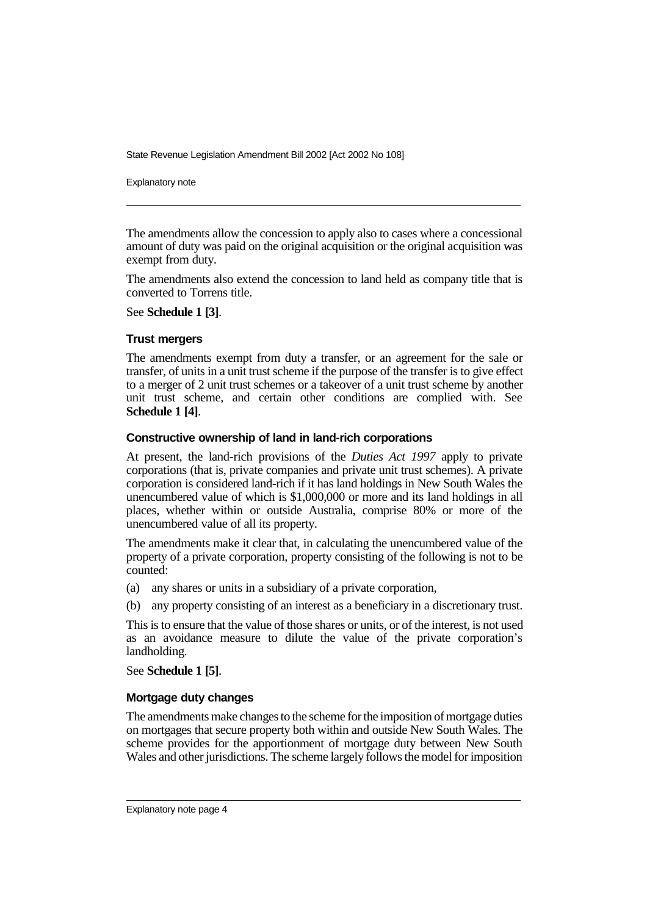The amendments allow the concession to apply also to cases where a concessional amount of duty was paid on the original acquisition or the original acquisition was exempt from duty.

The amendments also extend the concession to land held as company title that is converted to Torrens title.

See **Schedule 1 [3]**.

### Trust mergers

The amendments exempt from duty a transfer, or an agreement for the sale or transfer, of units in a unit trust scheme if the purpose of the transfer is to give effect to a merger of 2 unit trust schemes or a takeover of a unit trust scheme by another unit trust scheme, and certain other conditions are complied with. See **Schedule 1 [4]**.

### Constructive ownership of land in land-rich corporations

At present, the land-rich provisions of the *Duties Act 1997* apply to private corporations (that is, private companies and private unit trust schemes). A private corporation is considered land-rich if it has land holdings in New South Wales the unencumbered value of which is $1,000,000 or more and its land holdings in all places, whether within or outside Australia, comprise 80% or more of the unencumbered value of all its property.

The amendments make it clear that, in calculating the unencumbered value of the property of a private corporation, property consisting of the following is not to be counted:

(a) any shares or units in a subsidiary of a private corporation,

(b) any property consisting of an interest as a beneficiary in a discretionary trust.

This is to ensure that the value of those shares or units, or of the interest, is not used as an avoidance measure to dilute the value of the private corporation's landholding.

See **Schedule 1 [5]**.

### Mortgage duty changes

The amendments make changes to the scheme for the imposition of mortgage duties on mortgages that secure property both within and outside New South Wales. The scheme provides for the apportionment of mortgage duty between New South Wales and other jurisdictions. The scheme largely follows the model for imposition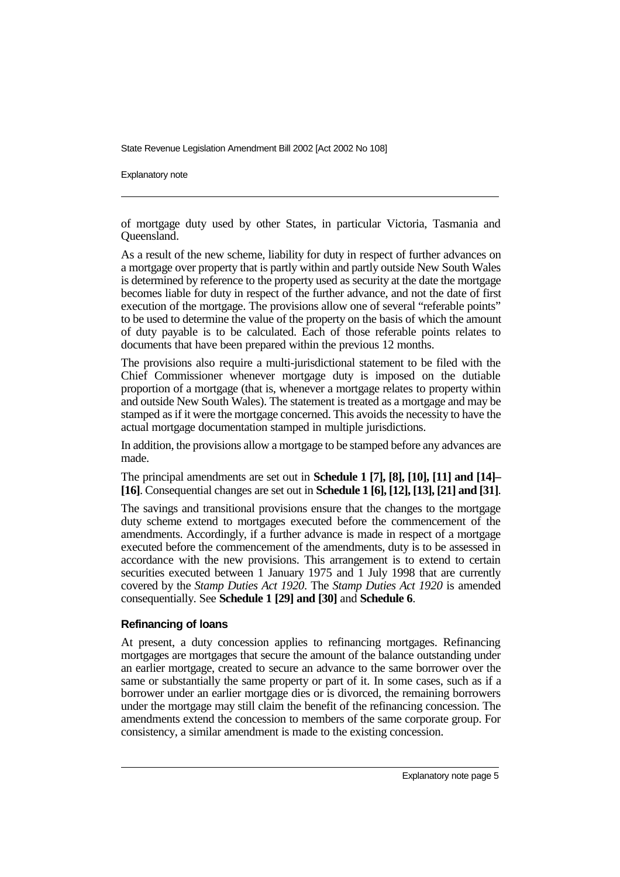of mortgage duty used by other States, in particular Victoria, Tasmania and Queensland.

As a result of the new scheme, liability for duty in respect of further advances on a mortgage over property that is partly within and partly outside New South Wales is determined by reference to the property used as security at the date the mortgage becomes liable for duty in respect of the further advance, and not the date of first execution of the mortgage. The provisions allow one of several "referable points" to be used to determine the value of the property on the basis of which the amount of duty payable is to be calculated. Each of those referable points relates to documents that have been prepared within the previous 12 months.

The provisions also require a multi-jurisdictional statement to be filed with the Chief Commissioner whenever mortgage duty is imposed on the dutiable proportion of a mortgage (that is, whenever a mortgage relates to property within and outside New South Wales). The statement is treated as a mortgage and may be stamped as if it were the mortgage concerned. This avoids the necessity to have the actual mortgage documentation stamped in multiple jurisdictions.

In addition, the provisions allow a mortgage to be stamped before any advances are made.

The principal amendments are set out in **Schedule 1 [7], [8], [10], [11] and [14]–[16]**. Consequential changes are set out in **Schedule 1 [6], [12], [13], [21] and [31]**.

The savings and transitional provisions ensure that the changes to the mortgage duty scheme extend to mortgages executed before the commencement of the amendments. Accordingly, if a further advance is made in respect of a mortgage executed before the commencement of the amendments, duty is to be assessed in accordance with the new provisions. This arrangement is to extend to certain securities executed between 1 January 1975 and 1 July 1998 that are currently covered by the *Stamp Duties Act 1920*. The *Stamp Duties Act 1920* is amended consequentially. See **Schedule 1 [29] and [30]** and **Schedule 6**.

### Refinancing of loans

At present, a duty concession applies to refinancing mortgages. Refinancing mortgages are mortgages that secure the amount of the balance outstanding under an earlier mortgage, created to secure an advance to the same borrower over the same or substantially the same property or part of it. In some cases, such as if a borrower under an earlier mortgage dies or is divorced, the remaining borrowers under the mortgage may still claim the benefit of the refinancing concession. The amendments extend the concession to members of the same corporate group. For consistency, a similar amendment is made to the existing concession.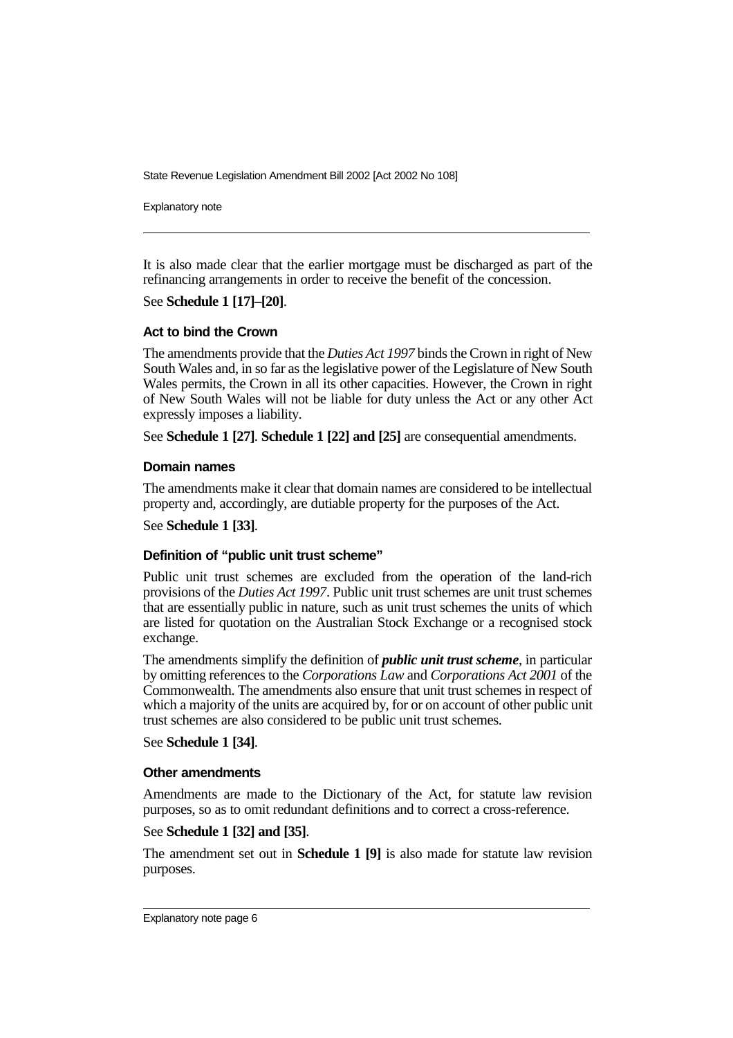It is also made clear that the earlier mortgage must be discharged as part of the refinancing arrangements in order to receive the benefit of the concession.

See **Schedule 1 [17]–[20]**.

### Act to bind the Crown

The amendments provide that the *Duties Act 1997* binds the Crown in right of New South Wales and, in so far as the legislative power of the Legislature of New South Wales permits, the Crown in all its other capacities. However, the Crown in right of New South Wales will not be liable for duty unless the Act or any other Act expressly imposes a liability.

See **Schedule 1 [27]**. **Schedule 1 [22] and [25]** are consequential amendments.

### Domain names

The amendments make it clear that domain names are considered to be intellectual property and, accordingly, are dutiable property for the purposes of the Act.

See **Schedule 1 [33]**.

### Definition of "public unit trust scheme"

Public unit trust schemes are excluded from the operation of the land-rich provisions of the *Duties Act 1997*. Public unit trust schemes are unit trust schemes that are essentially public in nature, such as unit trust schemes the units of which are listed for quotation on the Australian Stock Exchange or a recognised stock exchange.

The amendments simplify the definition of ***public unit trust scheme***, in particular by omitting references to the *Corporations Law* and *Corporations Act 2001* of the Commonwealth. The amendments also ensure that unit trust schemes in respect of which a majority of the units are acquired by, for or on account of other public unit trust schemes are also considered to be public unit trust schemes.

See **Schedule 1 [34]**.

### Other amendments

Amendments are made to the Dictionary of the Act, for statute law revision purposes, so as to omit redundant definitions and to correct a cross-reference.

See **Schedule 1 [32] and [35]**.

The amendment set out in **Schedule 1 [9]** is also made for statute law revision purposes.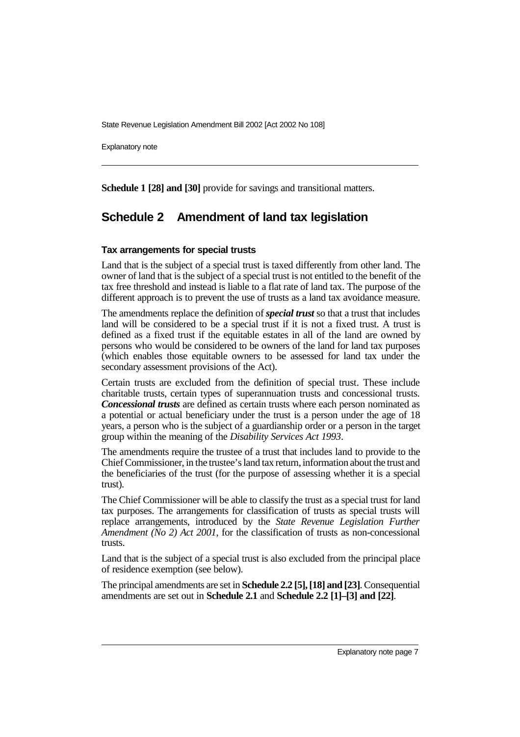**Schedule 1 [28] and [30]** provide for savings and transitional matters.

## Schedule 2 Amendment of land tax legislation

### Tax arrangements for special trusts

Land that is the subject of a special trust is taxed differently from other land. The owner of land that is the subject of a special trust is not entitled to the benefit of the tax free threshold and instead is liable to a flat rate of land tax. The purpose of the different approach is to prevent the use of trusts as a land tax avoidance measure.

The amendments replace the definition of ***special trust*** so that a trust that includes land will be considered to be a special trust if it is not a fixed trust. A trust is defined as a fixed trust if the equitable estates in all of the land are owned by persons who would be considered to be owners of the land for land tax purposes (which enables those equitable owners to be assessed for land tax under the secondary assessment provisions of the Act).

Certain trusts are excluded from the definition of special trust. These include charitable trusts, certain types of superannuation trusts and concessional trusts. ***Concessional trusts*** are defined as certain trusts where each person nominated as a potential or actual beneficiary under the trust is a person under the age of 18 years, a person who is the subject of a guardianship order or a person in the target group within the meaning of the *Disability Services Act 1993*.

The amendments require the trustee of a trust that includes land to provide to the Chief Commissioner, in the trustee's land tax return, information about the trust and the beneficiaries of the trust (for the purpose of assessing whether it is a special trust).

The Chief Commissioner will be able to classify the trust as a special trust for land tax purposes. The arrangements for classification of trusts as special trusts will replace arrangements, introduced by the *State Revenue Legislation Further Amendment (No 2) Act 2001*, for the classification of trusts as non-concessional trusts.

Land that is the subject of a special trust is also excluded from the principal place of residence exemption (see below).

The principal amendments are set in **Schedule 2.2 [5], [18] and [23]**. Consequential amendments are set out in **Schedule 2.1** and **Schedule 2.2 [1]–[3] and [22]**.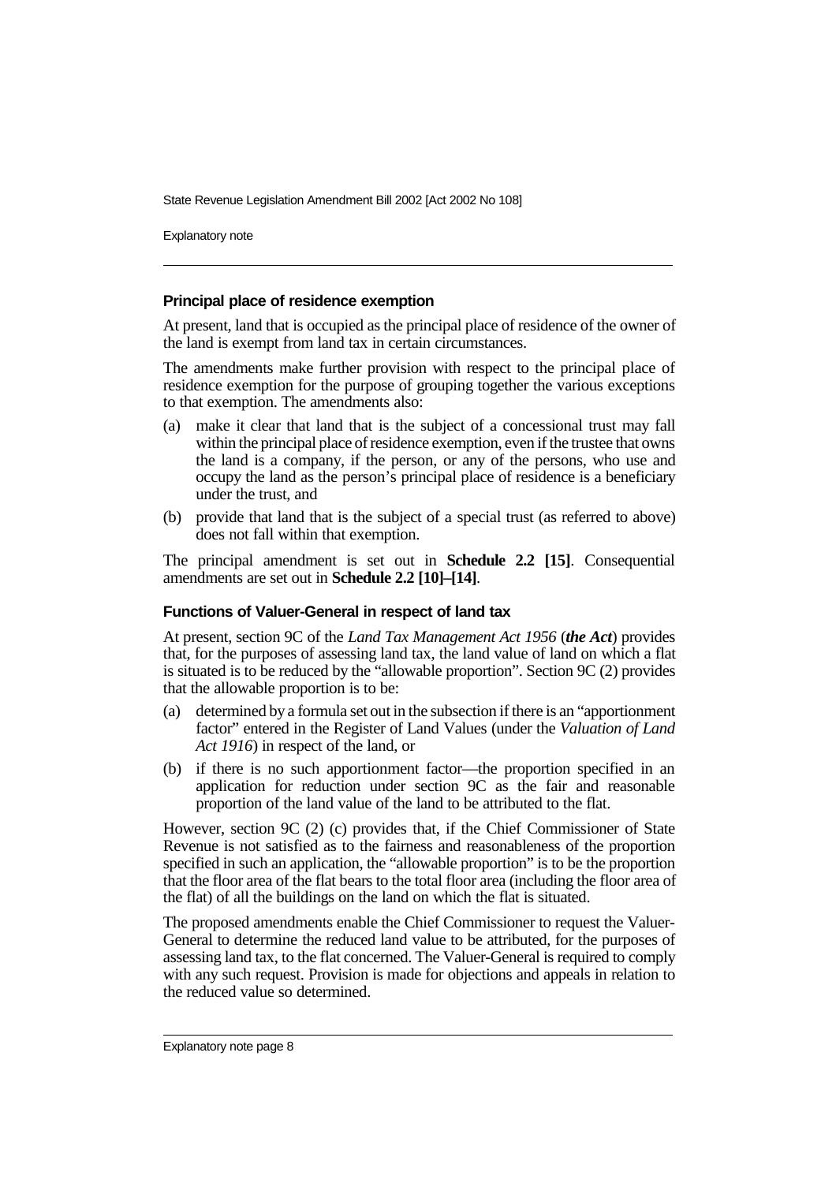### Principal place of residence exemption

At present, land that is occupied as the principal place of residence of the owner of the land is exempt from land tax in certain circumstances.

The amendments make further provision with respect to the principal place of residence exemption for the purpose of grouping together the various exceptions to that exemption. The amendments also:

(a) make it clear that land that is the subject of a concessional trust may fall within the principal place of residence exemption, even if the trustee that owns the land is a company, if the person, or any of the persons, who use and occupy the land as the person's principal place of residence is a beneficiary under the trust, and

(b) provide that land that is the subject of a special trust (as referred to above) does not fall within that exemption.

The principal amendment is set out in **Schedule 2.2 [15]**. Consequential amendments are set out in **Schedule 2.2 [10]–[14]**.

### Functions of Valuer-General in respect of land tax

At present, section 9C of the *Land Tax Management Act 1956* (***the Act***) provides that, for the purposes of assessing land tax, the land value of land on which a flat is situated is to be reduced by the "allowable proportion". Section 9C (2) provides that the allowable proportion is to be:

(a) determined by a formula set out in the subsection if there is an "apportionment factor" entered in the Register of Land Values (under the *Valuation of Land Act 1916*) in respect of the land, or

(b) if there is no such apportionment factor—the proportion specified in an application for reduction under section 9C as the fair and reasonable proportion of the land value of the land to be attributed to the flat.

However, section 9C (2) (c) provides that, if the Chief Commissioner of State Revenue is not satisfied as to the fairness and reasonableness of the proportion specified in such an application, the "allowable proportion" is to be the proportion that the floor area of the flat bears to the total floor area (including the floor area of the flat) of all the buildings on the land on which the flat is situated.

The proposed amendments enable the Chief Commissioner to request the Valuer-General to determine the reduced land value to be attributed, for the purposes of assessing land tax, to the flat concerned. The Valuer-General is required to comply with any such request. Provision is made for objections and appeals in relation to the reduced value so determined.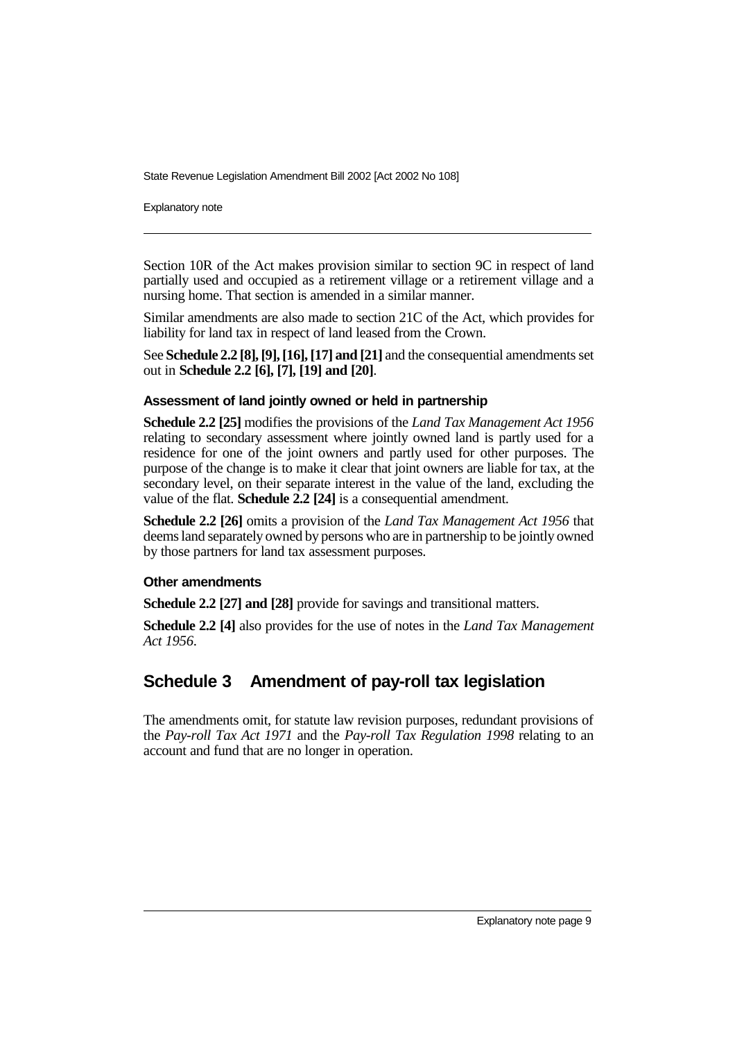Section 10R of the Act makes provision similar to section 9C in respect of land partially used and occupied as a retirement village or a retirement village and a nursing home. That section is amended in a similar manner.

Similar amendments are also made to section 21C of the Act, which provides for liability for land tax in respect of land leased from the Crown.

See **Schedule 2.2 [8], [9], [16], [17] and [21]** and the consequential amendments set out in **Schedule 2.2 [6], [7], [19] and [20]**.

### Assessment of land jointly owned or held in partnership

**Schedule 2.2 [25]** modifies the provisions of the *Land Tax Management Act 1956* relating to secondary assessment where jointly owned land is partly used for a residence for one of the joint owners and partly used for other purposes. The purpose of the change is to make it clear that joint owners are liable for tax, at the secondary level, on their separate interest in the value of the land, excluding the value of the flat. **Schedule 2.2 [24]** is a consequential amendment.

**Schedule 2.2 [26]** omits a provision of the *Land Tax Management Act 1956* that deems land separately owned by persons who are in partnership to be jointly owned by those partners for land tax assessment purposes.

### Other amendments

**Schedule 2.2 [27] and [28]** provide for savings and transitional matters.

**Schedule 2.2 [4]** also provides for the use of notes in the *Land Tax Management Act 1956*.

## Schedule 3 Amendment of pay-roll tax legislation

The amendments omit, for statute law revision purposes, redundant provisions of the *Pay-roll Tax Act 1971* and the *Pay-roll Tax Regulation 1998* relating to an account and fund that are no longer in operation.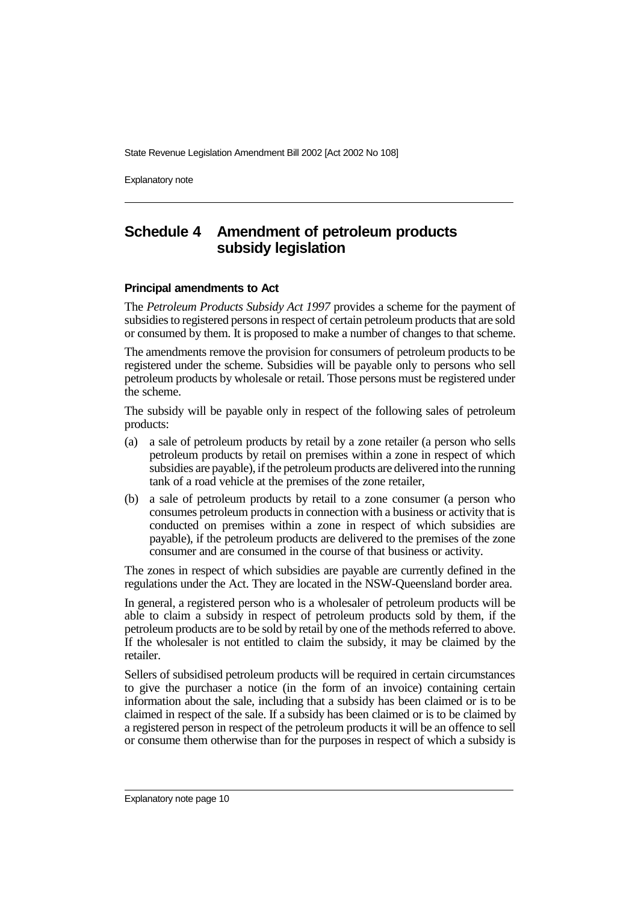## Schedule 4 Amendment of petroleum products subsidy legislation

### Principal amendments to Act

The *Petroleum Products Subsidy Act 1997* provides a scheme for the payment of subsidies to registered persons in respect of certain petroleum products that are sold or consumed by them. It is proposed to make a number of changes to that scheme.

The amendments remove the provision for consumers of petroleum products to be registered under the scheme. Subsidies will be payable only to persons who sell petroleum products by wholesale or retail. Those persons must be registered under the scheme.

The subsidy will be payable only in respect of the following sales of petroleum products:

(a) a sale of petroleum products by retail by a zone retailer (a person who sells petroleum products by retail on premises within a zone in respect of which subsidies are payable), if the petroleum products are delivered into the running tank of a road vehicle at the premises of the zone retailer,

(b) a sale of petroleum products by retail to a zone consumer (a person who consumes petroleum products in connection with a business or activity that is conducted on premises within a zone in respect of which subsidies are payable), if the petroleum products are delivered to the premises of the zone consumer and are consumed in the course of that business or activity.

The zones in respect of which subsidies are payable are currently defined in the regulations under the Act. They are located in the NSW-Queensland border area.

In general, a registered person who is a wholesaler of petroleum products will be able to claim a subsidy in respect of petroleum products sold by them, if the petroleum products are to be sold by retail by one of the methods referred to above. If the wholesaler is not entitled to claim the subsidy, it may be claimed by the retailer.

Sellers of subsidised petroleum products will be required in certain circumstances to give the purchaser a notice (in the form of an invoice) containing certain information about the sale, including that a subsidy has been claimed or is to be claimed in respect of the sale. If a subsidy has been claimed or is to be claimed by a registered person in respect of the petroleum products it will be an offence to sell or consume them otherwise than for the purposes in respect of which a subsidy is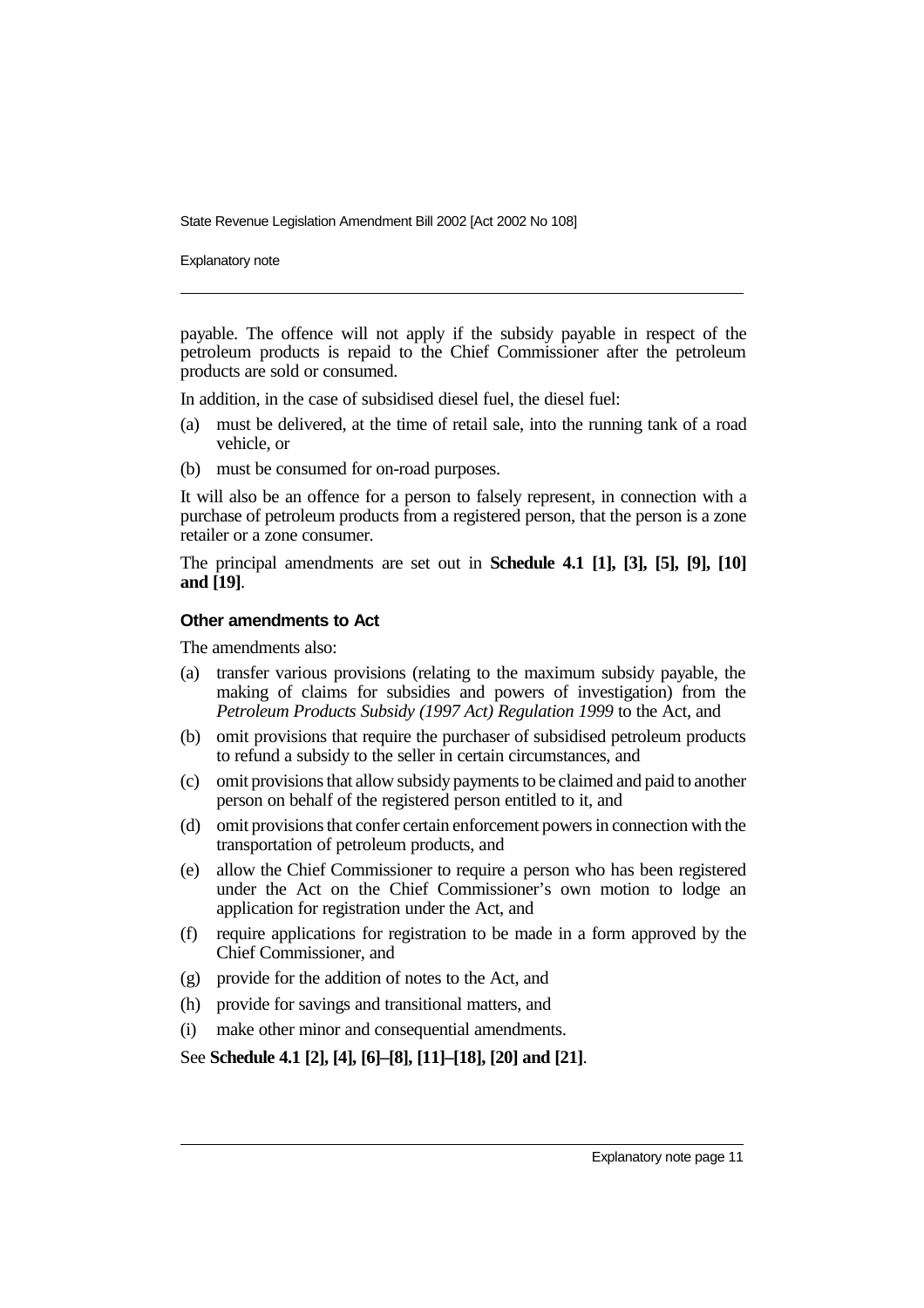payable. The offence will not apply if the subsidy payable in respect of the petroleum products is repaid to the Chief Commissioner after the petroleum products are sold or consumed.

In addition, in the case of subsidised diesel fuel, the diesel fuel:

(a) must be delivered, at the time of retail sale, into the running tank of a road vehicle, or

(b) must be consumed for on-road purposes.

It will also be an offence for a person to falsely represent, in connection with a purchase of petroleum products from a registered person, that the person is a zone retailer or a zone consumer.

The principal amendments are set out in **Schedule 4.1 [1], [3], [5], [9], [10] and [19]**.

#### Other amendments to Act

The amendments also:

(a) transfer various provisions (relating to the maximum subsidy payable, the making of claims for subsidies and powers of investigation) from the *Petroleum Products Subsidy (1997 Act) Regulation 1999* to the Act, and

(b) omit provisions that require the purchaser of subsidised petroleum products to refund a subsidy to the seller in certain circumstances, and

(c) omit provisions that allow subsidy payments to be claimed and paid to another person on behalf of the registered person entitled to it, and

(d) omit provisions that confer certain enforcement powers in connection with the transportation of petroleum products, and

(e) allow the Chief Commissioner to require a person who has been registered under the Act on the Chief Commissioner's own motion to lodge an application for registration under the Act, and

(f) require applications for registration to be made in a form approved by the Chief Commissioner, and

(g) provide for the addition of notes to the Act, and

(h) provide for savings and transitional matters, and

(i) make other minor and consequential amendments.

See **Schedule 4.1 [2], [4], [6]–[8], [11]–[18], [20] and [21]**.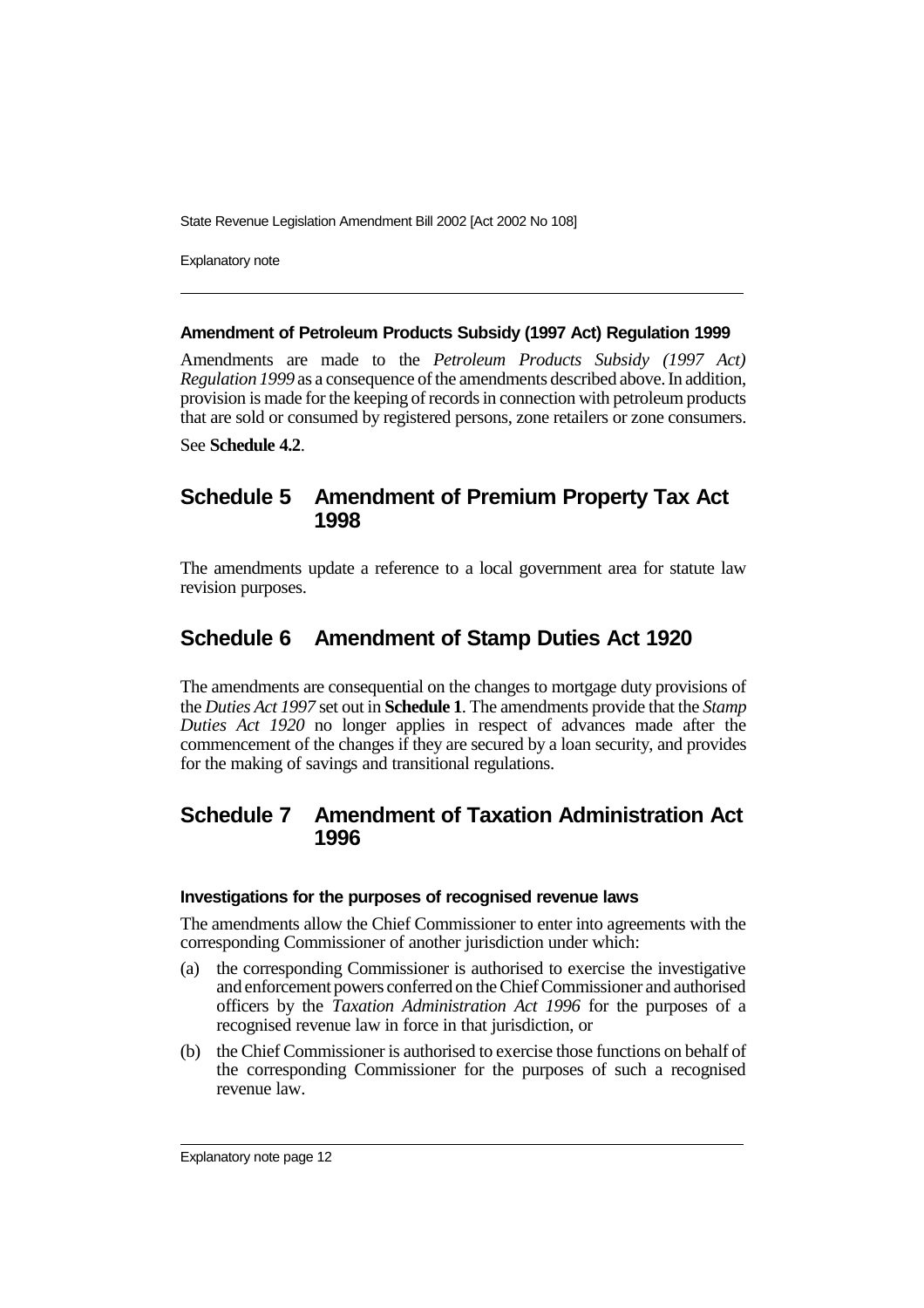### Amendment of Petroleum Products Subsidy (1997 Act) Regulation 1999

Amendments are made to the *Petroleum Products Subsidy (1997 Act) Regulation 1999* as a consequence of the amendments described above. In addition, provision is made for the keeping of records in connection with petroleum products that are sold or consumed by registered persons, zone retailers or zone consumers.

See **Schedule 4.2**.

## Schedule 5 Amendment of Premium Property Tax Act 1998

The amendments update a reference to a local government area for statute law revision purposes.

## Schedule 6 Amendment of Stamp Duties Act 1920

The amendments are consequential on the changes to mortgage duty provisions of the *Duties Act 1997* set out in **Schedule 1**. The amendments provide that the *Stamp Duties Act 1920* no longer applies in respect of advances made after the commencement of the changes if they are secured by a loan security, and provides for the making of savings and transitional regulations.

## Schedule 7 Amendment of Taxation Administration Act 1996

### Investigations for the purposes of recognised revenue laws

The amendments allow the Chief Commissioner to enter into agreements with the corresponding Commissioner of another jurisdiction under which:

(a) the corresponding Commissioner is authorised to exercise the investigative and enforcement powers conferred on the Chief Commissioner and authorised officers by the *Taxation Administration Act 1996* for the purposes of a recognised revenue law in force in that jurisdiction, or

(b) the Chief Commissioner is authorised to exercise those functions on behalf of the corresponding Commissioner for the purposes of such a recognised revenue law.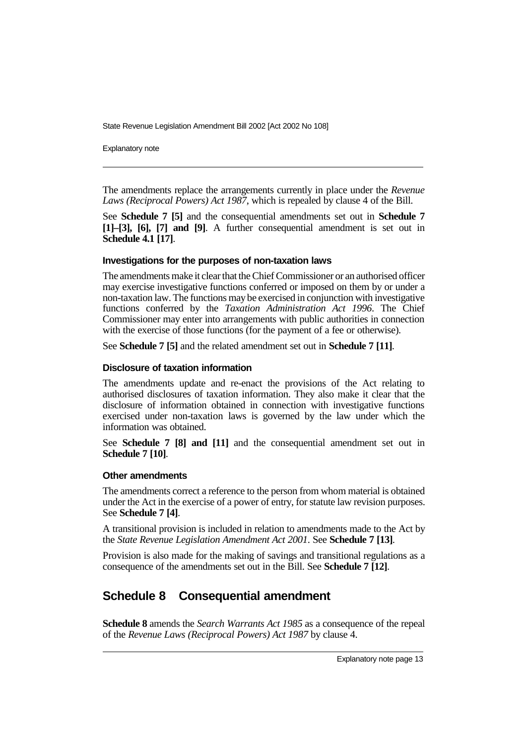The amendments replace the arrangements currently in place under the *Revenue Laws (Reciprocal Powers) Act 1987*, which is repealed by clause 4 of the Bill.

See **Schedule 7 [5]** and the consequential amendments set out in **Schedule 7 [1]–[3], [6], [7] and [9]**. A further consequential amendment is set out in **Schedule 4.1 [17]**.

#### Investigations for the purposes of non-taxation laws

The amendments make it clear that the Chief Commissioner or an authorised officer may exercise investigative functions conferred or imposed on them by or under a non-taxation law. The functions may be exercised in conjunction with investigative functions conferred by the *Taxation Administration Act 1996*. The Chief Commissioner may enter into arrangements with public authorities in connection with the exercise of those functions (for the payment of a fee or otherwise).

See **Schedule 7 [5]** and the related amendment set out in **Schedule 7 [11]**.

#### Disclosure of taxation information

The amendments update and re-enact the provisions of the Act relating to authorised disclosures of taxation information. They also make it clear that the disclosure of information obtained in connection with investigative functions exercised under non-taxation laws is governed by the law under which the information was obtained.

See **Schedule 7 [8] and [11]** and the consequential amendment set out in **Schedule 7 [10]**.

#### Other amendments

The amendments correct a reference to the person from whom material is obtained under the Act in the exercise of a power of entry, for statute law revision purposes. See **Schedule 7 [4]**.

A transitional provision is included in relation to amendments made to the Act by the *State Revenue Legislation Amendment Act 2001*. See **Schedule 7 [13]**.

Provision is also made for the making of savings and transitional regulations as a consequence of the amendments set out in the Bill. See **Schedule 7 [12]**.

## Schedule 8 Consequential amendment

**Schedule 8** amends the *Search Warrants Act 1985* as a consequence of the repeal of the *Revenue Laws (Reciprocal Powers) Act 1987* by clause 4.